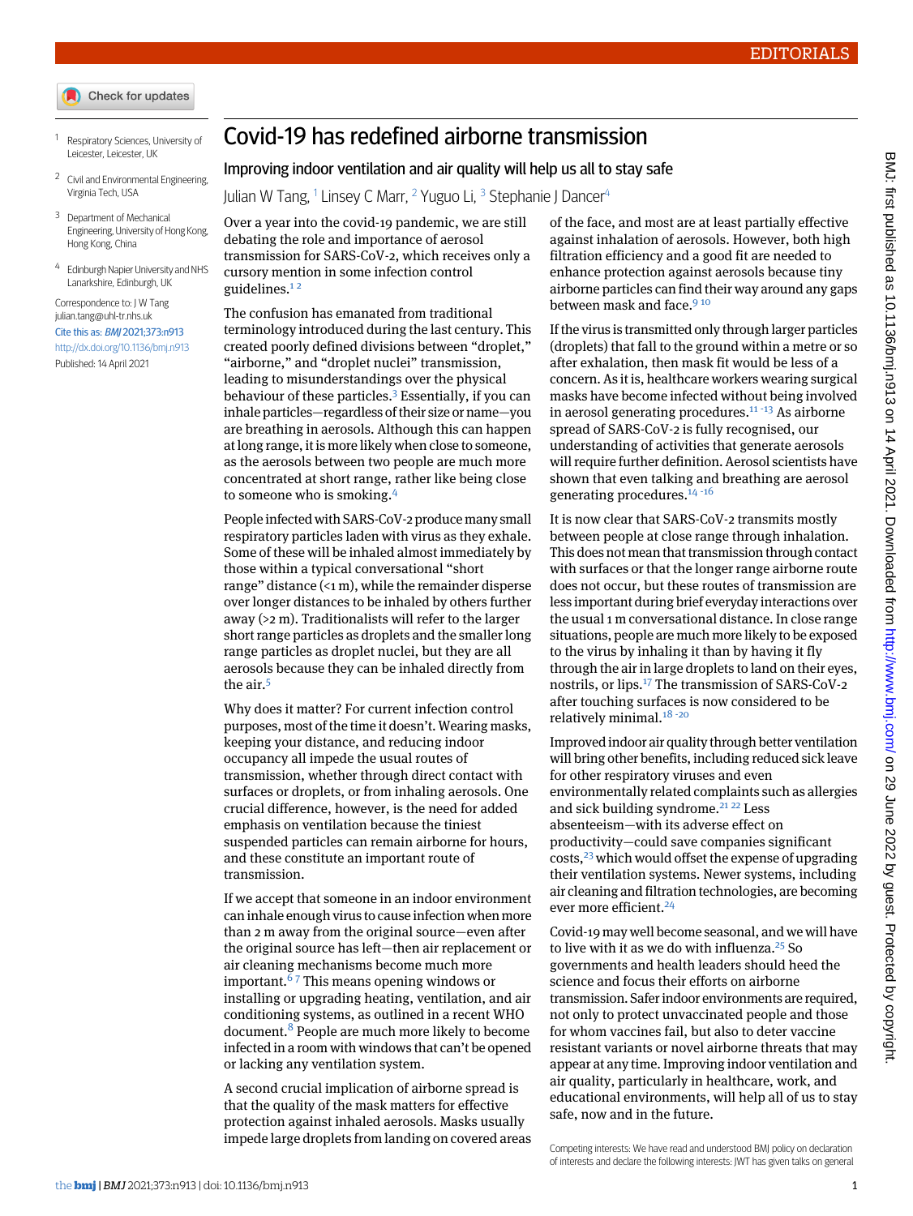EDITORIALS

# Covid-19 has redefined airborne transmission

## Improving indoor ventilation and air quality will help us all to stay safe

Julian W Tang,[1] Linsey C Marr,[2] Yuguo Li,[3] Stephanie J Dancer[4]

[1] Respiratory Sciences, University of Leicester, Leicester, UK

[2] Civil and Environmental Engineering, Virginia Tech, USA

[3] Department of Mechanical Engineering, University of Hong Kong, Hong Kong, China

[4] Edinburgh Napier University and NHS Lanarkshire, Edinburgh, UK

Correspondence to: J W Tang julian.tang@uhl-tr.nhs.uk

Cite this as: *BMJ* 2021;373:n913

http://dx.doi.org/10.1136/bmj.n913

Published: 14 April 2021

Over a year into the covid-19 pandemic, we are still debating the role and importance of aerosol transmission for SARS-CoV-2, which receives only a cursory mention in some infection control guidelines.[1,2]

The confusion has emanated from traditional terminology introduced during the last century. This created poorly defined divisions between "droplet," "airborne," and "droplet nuclei" transmission, leading to misunderstandings over the physical behaviour of these particles.[3] Essentially, if you can inhale particles—regardless of their size or name—you are breathing in aerosols. Although this can happen at long range, it is more likely when close to someone, as the aerosols between two people are much more concentrated at short range, rather like being close to someone who is smoking.[4]

People infected with SARS-CoV-2 produce many small respiratory particles laden with virus as they exhale. Some of these will be inhaled almost immediately by those within a typical conversational "short range" distance (<1 m), while the remainder disperse over longer distances to be inhaled by others further away (>2 m). Traditionalists will refer to the larger short range particles as droplets and the smaller long range particles as droplet nuclei, but they are all aerosols because they can be inhaled directly from the air.[5]

Why does it matter? For current infection control purposes, most of the time it doesn't. Wearing masks, keeping your distance, and reducing indoor occupancy all impede the usual routes of transmission, whether through direct contact with surfaces or droplets, or from inhaling aerosols. One crucial difference, however, is the need for added emphasis on ventilation because the tiniest suspended particles can remain airborne for hours, and these constitute an important route of transmission.

If we accept that someone in an indoor environment can inhale enough virus to cause infection when more than 2 m away from the original source—even after the original source has left—then air replacement or air cleaning mechanisms become much more important.[6,7] This means opening windows or installing or upgrading heating, ventilation, and air conditioning systems, as outlined in a recent WHO document.[8] People are much more likely to become infected in a room with windows that can't be opened or lacking any ventilation system.

A second crucial implication of airborne spread is that the quality of the mask matters for effective protection against inhaled aerosols. Masks usually impede large droplets from landing on covered areas of the face, and most are at least partially effective against inhalation of aerosols. However, both high filtration efficiency and a good fit are needed to enhance protection against aerosols because tiny airborne particles can find their way around any gaps between mask and face.[9,10]

If the virus is transmitted only through larger particles (droplets) that fall to the ground within a metre or so after exhalation, then mask fit would be less of a concern. As it is, healthcare workers wearing surgical masks have become infected without being involved in aerosol generating procedures.[11-13] As airborne spread of SARS-CoV-2 is fully recognised, our understanding of activities that generate aerosols will require further definition. Aerosol scientists have shown that even talking and breathing are aerosol generating procedures.[14-16]

It is now clear that SARS-CoV-2 transmits mostly between people at close range through inhalation. This does not mean that transmission through contact with surfaces or that the longer range airborne route does not occur, but these routes of transmission are less important during brief everyday interactions over the usual 1 m conversational distance. In close range situations, people are much more likely to be exposed to the virus by inhaling it than by having it fly through the air in large droplets to land on their eyes, nostrils, or lips.[17] The transmission of SARS-CoV-2 after touching surfaces is now considered to be relatively minimal.[18-20]

Improved indoor air quality through better ventilation will bring other benefits, including reduced sick leave for other respiratory viruses and even environmentally related complaints such as allergies and sick building syndrome.[21,22] Less absenteeism—with its adverse effect on productivity—could save companies significant costs,[23] which would offset the expense of upgrading their ventilation systems. Newer systems, including air cleaning and filtration technologies, are becoming ever more efficient.[24]

Covid-19 may well become seasonal, and we will have to live with it as we do with influenza.[25] So governments and health leaders should heed the science and focus their efforts on airborne transmission. Safer indoor environments are required, not only to protect unvaccinated people and those for whom vaccines fail, but also to deter vaccine resistant variants or novel airborne threats that may appear at any time. Improving indoor ventilation and air quality, particularly in healthcare, work, and educational environments, will help all of us to stay safe, now and in the future.

Competing interests: We have read and understood BMJ policy on declaration of interests and declare the following interests: JWT has given talks on general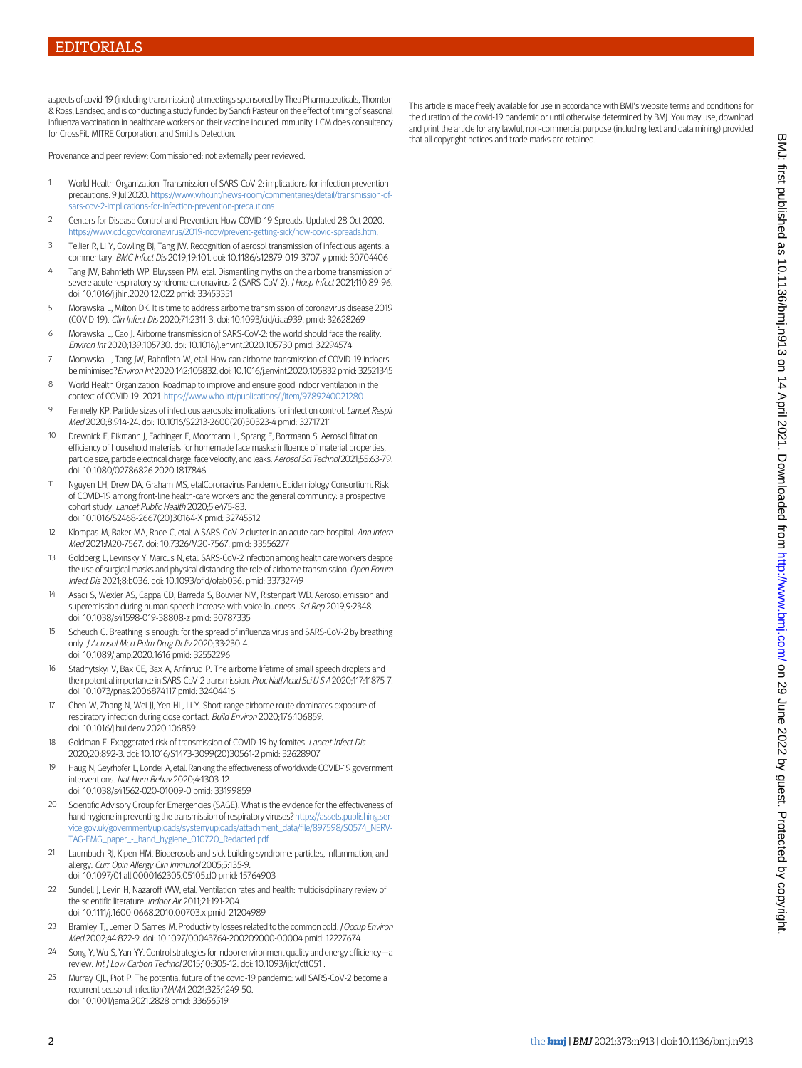aspects of covid-19 (including transmission) at meetings sponsored by Thea Pharmaceuticals, Thornton & Ross, Landsec, and is conducting a study funded by Sanofi Pasteur on the effect of timing of seasonal influenza vaccination in healthcare workers on their vaccine induced immunity. LCM does consultancy for CrossFit, MITRE Corporation, and Smiths Detection.

Provenance and peer review: Commissioned; not externally peer reviewed.

1. World Health Organization. Transmission of SARS-CoV-2: implications for infection prevention precautions. 9 Jul 2020. https://www.who.int/news-room/commentaries/detail/transmission-of-sars-cov-2-implications-for-infection-prevention-precautions
2. Centers for Disease Control and Prevention. How COVID-19 Spreads. Updated 28 Oct 2020. https://www.cdc.gov/coronavirus/2019-ncov/prevent-getting-sick/how-covid-spreads.html
3. Tellier R, Li Y, Cowling BJ, Tang JW. Recognition of aerosol transmission of infectious agents: a commentary. *BMC Infect Dis* 2019;19:101. doi: 10.1186/s12879-019-3707-y pmid: 30704406
4. Tang JW, Bahnfleth WP, Bluyssen PM, etal. Dismantling myths on the airborne transmission of severe acute respiratory syndrome coronavirus-2 (SARS-CoV-2). *J Hosp Infect* 2021;110:89-96. doi: 10.1016/j.jhin.2020.12.022 pmid: 33453351
5. Morawska L, Milton DK. It is time to address airborne transmission of coronavirus disease 2019 (COVID-19). *Clin Infect Dis* 2020;71:2311-3. doi: 10.1093/cid/ciaa939. pmid: 32628269
6. Morawska L, Cao J. Airborne transmission of SARS-CoV-2: the world should face the reality. *Environ Int* 2020;139:105730. doi: 10.1016/j.envint.2020.105730 pmid: 32294574
7. Morawska L, Tang JW, Bahnfleth W, etal. How can airborne transmission of COVID-19 indoors be minimised? *Environ Int* 2020;142:105832. doi: 10.1016/j.envint.2020.105832 pmid: 32521345
8. World Health Organization. Roadmap to improve and ensure good indoor ventilation in the context of COVID-19. 2021. https://www.who.int/publications/i/item/9789240021280
9. Fennelly KP. Particle sizes of infectious aerosols: implications for infection control. *Lancet Respir Med* 2020;8:914-24. doi: 10.1016/S2213-2600(20)30323-4 pmid: 32717211
10. Drewnick F, Pikmann J, Fachinger F, Moormann L, Sprang F, Borrmann S. Aerosol filtration efficiency of household materials for homemade face masks: influence of material properties, particle size, particle electrical charge, face velocity, and leaks. *Aerosol Sci Technol* 2021;55:63-79. doi: 10.1080/02786826.2020.1817846 .
11. Nguyen LH, Drew DA, Graham MS, etalCoronavirus Pandemic Epidemiology Consortium. Risk of COVID-19 among front-line health-care workers and the general community: a prospective cohort study. *Lancet Public Health* 2020;5:e475-83. doi: 10.1016/S2468-2667(20)30164-X pmid: 32745512
12. Klompas M, Baker MA, Rhee C, etal. A SARS-CoV-2 cluster in an acute care hospital. *Ann Intern Med* 2021:M20-7567. doi: 10.7326/M20-7567. pmid: 33556277
13. Goldberg L, Levinsky Y, Marcus N, etal. SARS-CoV-2 infection among health care workers despite the use of surgical masks and physical distancing-the role of airborne transmission. *Open Forum Infect Dis* 2021;8:b036. doi: 10.1093/ofid/ofab036. pmid: 33732749
14. Asadi S, Wexler AS, Cappa CD, Barreda S, Bouvier NM, Ristenpart WD. Aerosol emission and superemission during human speech increase with voice loudness. *Sci Rep* 2019;9:2348. doi: 10.1038/s41598-019-38808-z pmid: 30787335
15. Scheuch G. Breathing is enough: for the spread of influenza virus and SARS-CoV-2 by breathing only. *J Aerosol Med Pulm Drug Deliv* 2020;33:230-4. doi: 10.1089/jamp.2020.1616 pmid: 32552296
16. Stadnytskyi V, Bax CE, Bax A, Anfinrud P. The airborne lifetime of small speech droplets and their potential importance in SARS-CoV-2 transmission. *Proc Natl Acad Sci U S A* 2020;117:11875-7. doi: 10.1073/pnas.2006874117 pmid: 32404416
17. Chen W, Zhang N, Wei JJ, Yen HL, Li Y. Short-range airborne route dominates exposure of respiratory infection during close contact. *Build Environ* 2020;176:106859. doi: 10.1016/j.buildenv.2020.106859
18. Goldman E. Exaggerated risk of transmission of COVID-19 by fomites. *Lancet Infect Dis* 2020;20:892-3. doi: 10.1016/S1473-3099(20)30561-2 pmid: 32628907
19. Haug N, Geyrhofer L, Londei A, etal. Ranking the effectiveness of worldwide COVID-19 government interventions. *Nat Hum Behav* 2020;4:1303-12. doi: 10.1038/s41562-020-01009-0 pmid: 33199859
20. Scientific Advisory Group for Emergencies (SAGE). What is the evidence for the effectiveness of hand hygiene in preventing the transmission of respiratory viruses? https://assets.publishing.service.gov.uk/government/uploads/system/uploads/attachment_data/file/897598/S0574_NERVTAG-EMG_paper_-_hand_hygiene_010720_Redacted.pdf
21. Laumbach RJ, Kipen HM. Bioaerosols and sick building syndrome: particles, inflammation, and allergy. *Curr Opin Allergy Clin Immunol* 2005;5:135-9. doi: 10.1097/01.all.0000162305.05105.d0 pmid: 15764903
22. Sundell J, Levin H, Nazaroff WW, etal. Ventilation rates and health: multidisciplinary review of the scientific literature. *Indoor Air* 2011;21:191-204. doi: 10.1111/j.1600-0668.2010.00703.x pmid: 21204989
23. Bramley TJ, Lerner D, Sames M. Productivity losses related to the common cold. *J Occup Environ Med* 2002;44:822-9. doi: 10.1097/00043764-200209000-00004 pmid: 12227674
24. Song Y, Wu S, Yan YY. Control strategies for indoor environment quality and energy efficiency—a review. *Int J Low Carbon Technol* 2015;10:305-12. doi: 10.1093/ijlct/ctt051 .
25. Murray CJL, Piot P. The potential future of the covid-19 pandemic: will SARS-CoV-2 become a recurrent seasonal infection? *JAMA* 2021;325:1249-50. doi: 10.1001/jama.2021.2828 pmid: 33656519

This article is made freely available for use in accordance with BMJ's website terms and conditions for the duration of the covid-19 pandemic or until otherwise determined by BMJ. You may use, download and print the article for any lawful, non-commercial purpose (including text and data mining) provided that all copyright notices and trade marks are retained.